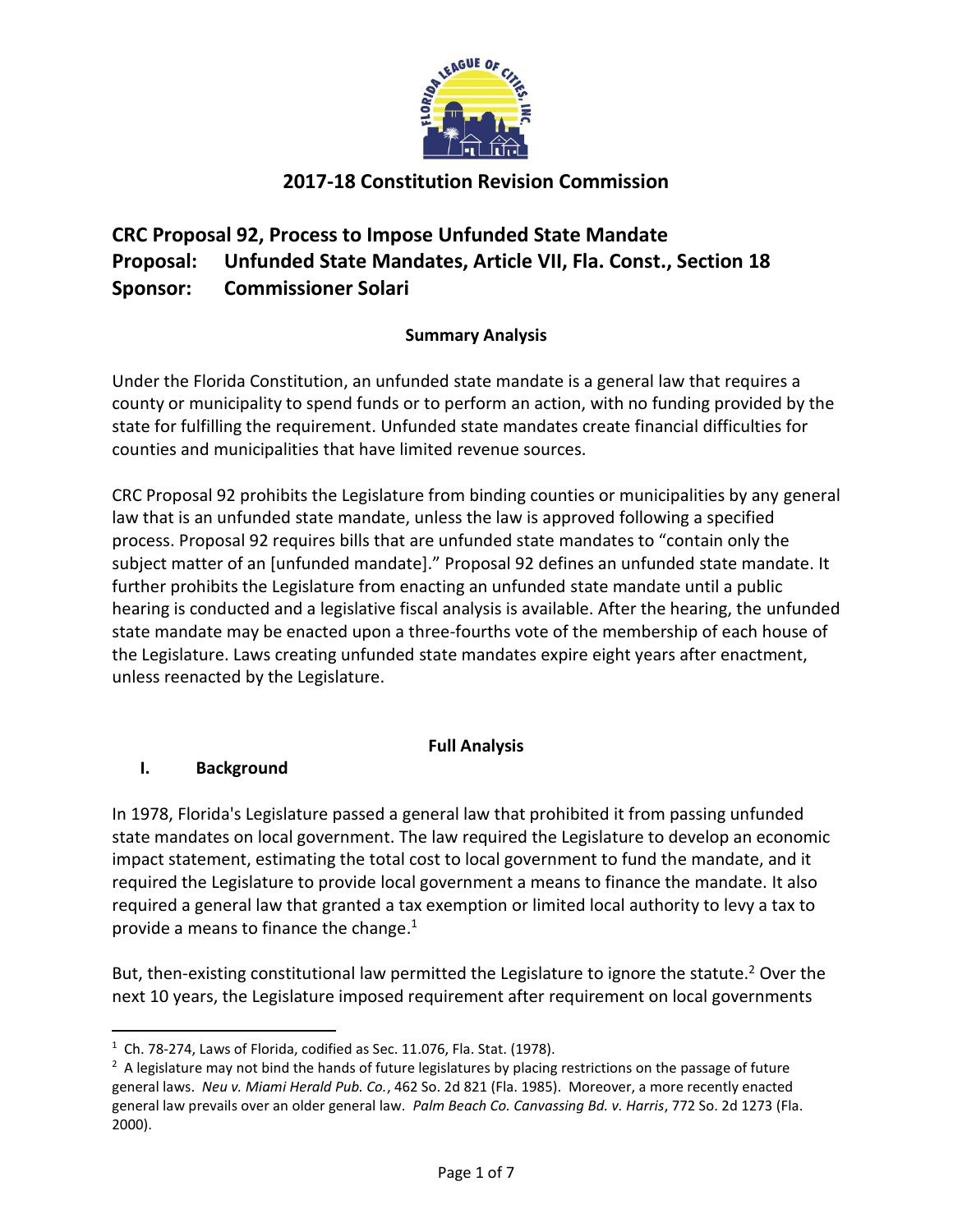## 2017-18 Constitution Revision Commission

**CRC Proposal 92, Process to Impose Unfunded State Mandate**
**Proposal: Unfunded State Mandates, Article VII, Fla. Const., Section 18**
**Sponsor: Commissioner Solari**

### Summary Analysis

Under the Florida Constitution, an unfunded state mandate is a general law that requires a county or municipality to spend funds or to perform an action, with no funding provided by the state for fulfilling the requirement. Unfunded state mandates create financial difficulties for counties and municipalities that have limited revenue sources.

CRC Proposal 92 prohibits the Legislature from binding counties or municipalities by any general law that is an unfunded state mandate, unless the law is approved following a specified process. Proposal 92 requires bills that are unfunded state mandates to "contain only the subject matter of an [unfunded mandate]." Proposal 92 defines an unfunded state mandate. It further prohibits the Legislature from enacting an unfunded state mandate until a public hearing is conducted and a legislative fiscal analysis is available. After the hearing, the unfunded state mandate may be enacted upon a three-fourths vote of the membership of each house of the Legislature. Laws creating unfunded state mandates expire eight years after enactment, unless reenacted by the Legislature.

### Full Analysis

#### I. Background

In 1978, Florida's Legislature passed a general law that prohibited it from passing unfunded state mandates on local government. The law required the Legislature to develop an economic impact statement, estimating the total cost to local government to fund the mandate, and it required the Legislature to provide local government a means to finance the mandate. It also required a general law that granted a tax exemption or limited local authority to levy a tax to provide a means to finance the change.[1]

But, then-existing constitutional law permitted the Legislature to ignore the statute.[2] Over the next 10 years, the Legislature imposed requirement after requirement on local governments

---

[1] Ch. 78-274, Laws of Florida, codified as Sec. 11.076, Fla. Stat. (1978).

[2] A legislature may not bind the hands of future legislatures by placing restrictions on the passage of future general laws. *Neu v. Miami Herald Pub. Co.*, 462 So. 2d 821 (Fla. 1985). Moreover, a more recently enacted general law prevails over an older general law. *Palm Beach Co. Canvassing Bd. v. Harris*, 772 So. 2d 1273 (Fla. 2000).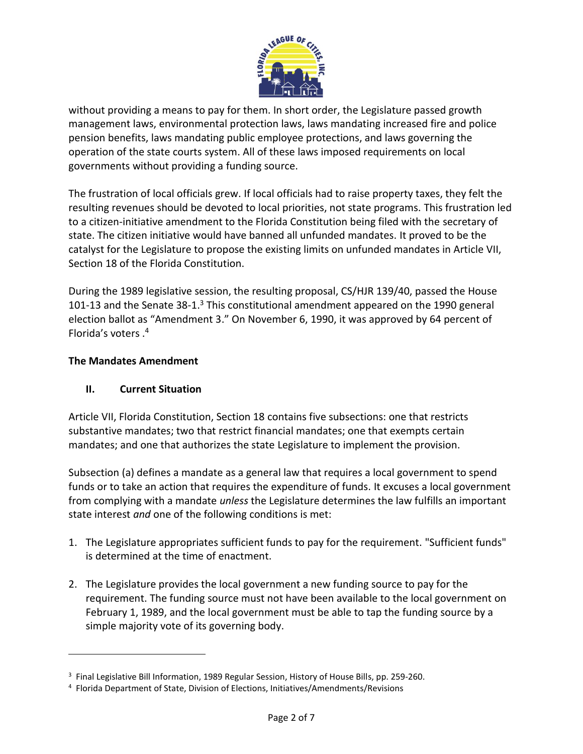without providing a means to pay for them. In short order, the Legislature passed growth management laws, environmental protection laws, laws mandating increased fire and police pension benefits, laws mandating public employee protections, and laws governing the operation of the state courts system. All of these laws imposed requirements on local governments without providing a funding source.

The frustration of local officials grew. If local officials had to raise property taxes, they felt the resulting revenues should be devoted to local priorities, not state programs. This frustration led to a citizen-initiative amendment to the Florida Constitution being filed with the secretary of state. The citizen initiative would have banned all unfunded mandates. It proved to be the catalyst for the Legislature to propose the existing limits on unfunded mandates in Article VII, Section 18 of the Florida Constitution.

During the 1989 legislative session, the resulting proposal, CS/HJR 139/40, passed the House 101-13 and the Senate 38-1.[3] This constitutional amendment appeared on the 1990 general election ballot as "Amendment 3." On November 6, 1990, it was approved by 64 percent of Florida's voters .[4]

**The Mandates Amendment**

## II. Current Situation

Article VII, Florida Constitution, Section 18 contains five subsections: one that restricts substantive mandates; two that restrict financial mandates; one that exempts certain mandates; and one that authorizes the state Legislature to implement the provision.

Subsection (a) defines a mandate as a general law that requires a local government to spend funds or to take an action that requires the expenditure of funds. It excuses a local government from complying with a mandate *unless* the Legislature determines the law fulfills an important state interest *and* one of the following conditions is met:

1. The Legislature appropriates sufficient funds to pay for the requirement. "Sufficient funds" is determined at the time of enactment.
2. The Legislature provides the local government a new funding source to pay for the requirement. The funding source must not have been available to the local government on February 1, 1989, and the local government must be able to tap the funding source by a simple majority vote of its governing body.

---

[3] Final Legislative Bill Information, 1989 Regular Session, History of House Bills, pp. 259-260.

[4] Florida Department of State, Division of Elections, Initiatives/Amendments/Revisions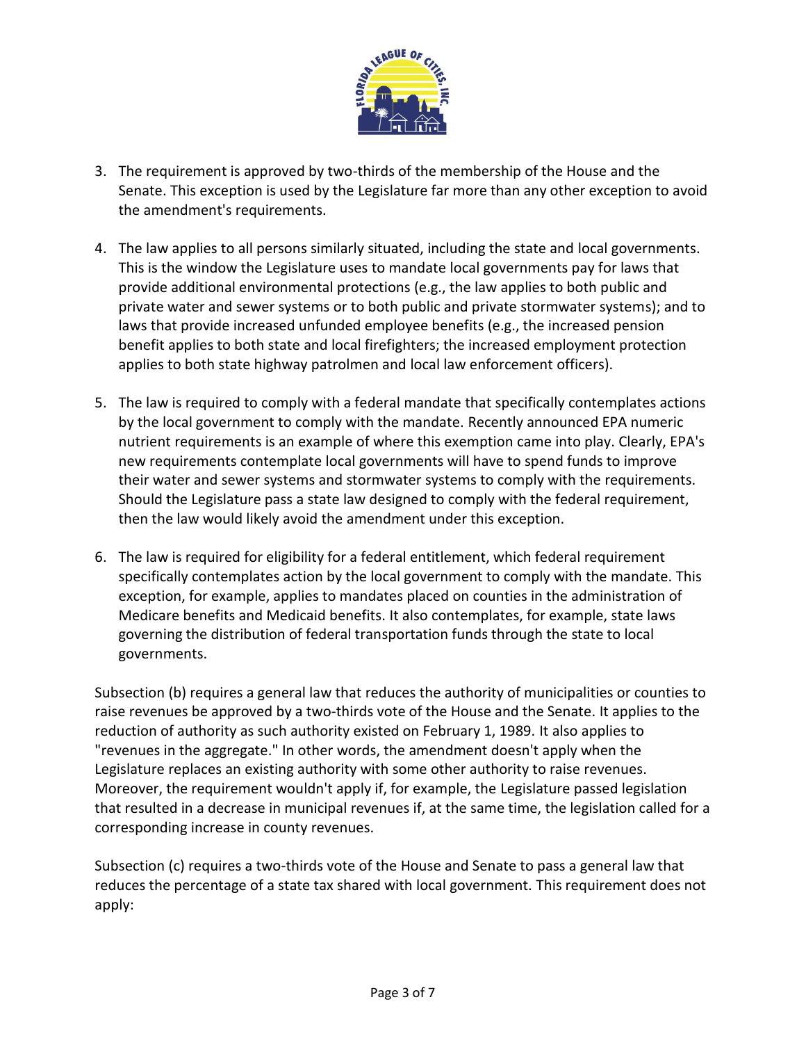3. The requirement is approved by two-thirds of the membership of the House and the Senate. This exception is used by the Legislature far more than any other exception to avoid the amendment's requirements.
4. The law applies to all persons similarly situated, including the state and local governments. This is the window the Legislature uses to mandate local governments pay for laws that provide additional environmental protections (e.g., the law applies to both public and private water and sewer systems or to both public and private stormwater systems); and to laws that provide increased unfunded employee benefits (e.g., the increased pension benefit applies to both state and local firefighters; the increased employment protection applies to both state highway patrolmen and local law enforcement officers).
5. The law is required to comply with a federal mandate that specifically contemplates actions by the local government to comply with the mandate. Recently announced EPA numeric nutrient requirements is an example of where this exemption came into play. Clearly, EPA's new requirements contemplate local governments will have to spend funds to improve their water and sewer systems and stormwater systems to comply with the requirements. Should the Legislature pass a state law designed to comply with the federal requirement, then the law would likely avoid the amendment under this exception.
6. The law is required for eligibility for a federal entitlement, which federal requirement specifically contemplates action by the local government to comply with the mandate. This exception, for example, applies to mandates placed on counties in the administration of Medicare benefits and Medicaid benefits. It also contemplates, for example, state laws governing the distribution of federal transportation funds through the state to local governments.

Subsection (b) requires a general law that reduces the authority of municipalities or counties to raise revenues be approved by a two-thirds vote of the House and the Senate. It applies to the reduction of authority as such authority existed on February 1, 1989. It also applies to "revenues in the aggregate." In other words, the amendment doesn't apply when the Legislature replaces an existing authority with some other authority to raise revenues. Moreover, the requirement wouldn't apply if, for example, the Legislature passed legislation that resulted in a decrease in municipal revenues if, at the same time, the legislation called for a corresponding increase in county revenues.

Subsection (c) requires a two-thirds vote of the House and Senate to pass a general law that reduces the percentage of a state tax shared with local government. This requirement does not apply: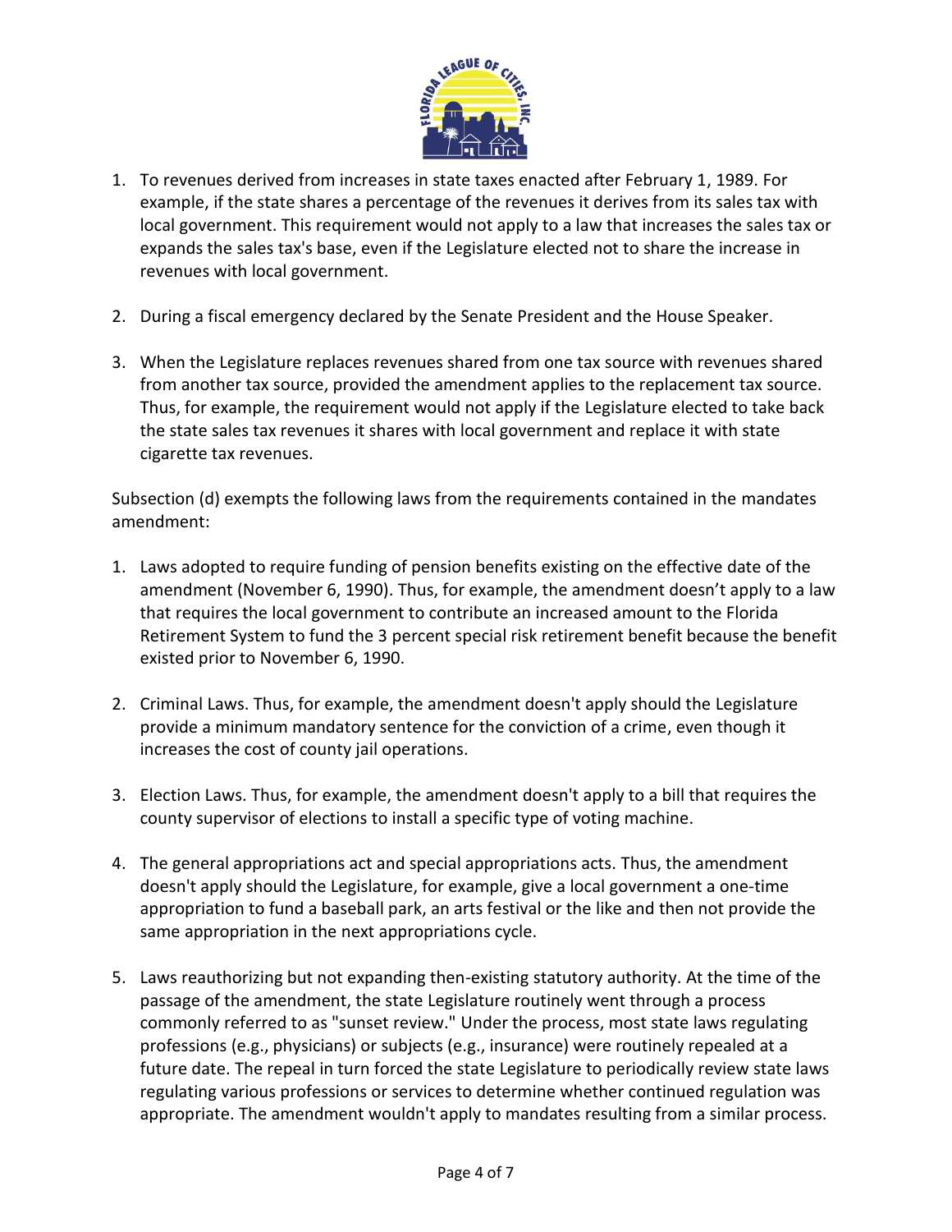1. To revenues derived from increases in state taxes enacted after February 1, 1989. For example, if the state shares a percentage of the revenues it derives from its sales tax with local government. This requirement would not apply to a law that increases the sales tax or expands the sales tax's base, even if the Legislature elected not to share the increase in revenues with local government.

2. During a fiscal emergency declared by the Senate President and the House Speaker.

3. When the Legislature replaces revenues shared from one tax source with revenues shared from another tax source, provided the amendment applies to the replacement tax source. Thus, for example, the requirement would not apply if the Legislature elected to take back the state sales tax revenues it shares with local government and replace it with state cigarette tax revenues.

Subsection (d) exempts the following laws from the requirements contained in the mandates amendment:

1. Laws adopted to require funding of pension benefits existing on the effective date of the amendment (November 6, 1990). Thus, for example, the amendment doesn't apply to a law that requires the local government to contribute an increased amount to the Florida Retirement System to fund the 3 percent special risk retirement benefit because the benefit existed prior to November 6, 1990.

2. Criminal Laws. Thus, for example, the amendment doesn't apply should the Legislature provide a minimum mandatory sentence for the conviction of a crime, even though it increases the cost of county jail operations.

3. Election Laws. Thus, for example, the amendment doesn't apply to a bill that requires the county supervisor of elections to install a specific type of voting machine.

4. The general appropriations act and special appropriations acts. Thus, the amendment doesn't apply should the Legislature, for example, give a local government a one-time appropriation to fund a baseball park, an arts festival or the like and then not provide the same appropriation in the next appropriations cycle.

5. Laws reauthorizing but not expanding then-existing statutory authority. At the time of the passage of the amendment, the state Legislature routinely went through a process commonly referred to as "sunset review." Under the process, most state laws regulating professions (e.g., physicians) or subjects (e.g., insurance) were routinely repealed at a future date. The repeal in turn forced the state Legislature to periodically review state laws regulating various professions or services to determine whether continued regulation was appropriate. The amendment wouldn't apply to mandates resulting from a similar process.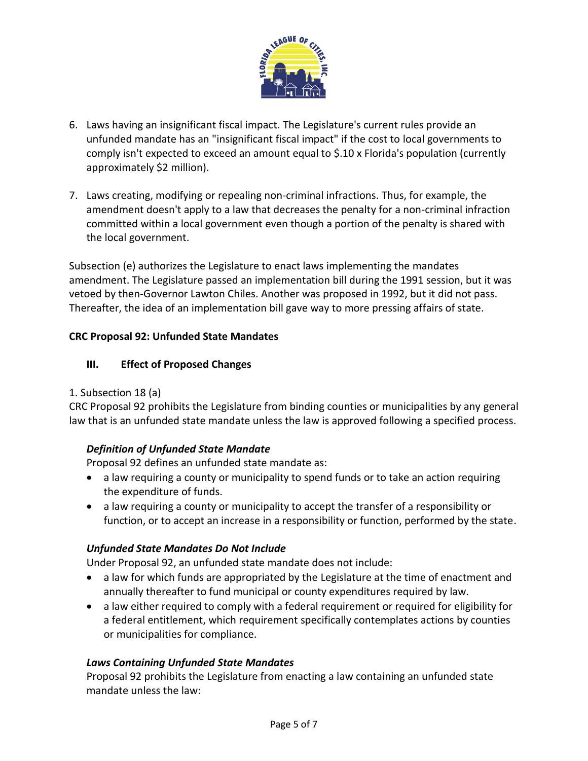6. Laws having an insignificant fiscal impact. The Legislature's current rules provide an unfunded mandate has an "insignificant fiscal impact" if the cost to local governments to comply isn't expected to exceed an amount equal to $.10 x Florida's population (currently approximately $2 million).

7. Laws creating, modifying or repealing non-criminal infractions. Thus, for example, the amendment doesn't apply to a law that decreases the penalty for a non-criminal infraction committed within a local government even though a portion of the penalty is shared with the local government.

Subsection (e) authorizes the Legislature to enact laws implementing the mandates amendment. The Legislature passed an implementation bill during the 1991 session, but it was vetoed by then-Governor Lawton Chiles. Another was proposed in 1992, but it did not pass. Thereafter, the idea of an implementation bill gave way to more pressing affairs of state.

**CRC Proposal 92: Unfunded State Mandates**

**III. Effect of Proposed Changes**

1. Subsection 18 (a)
CRC Proposal 92 prohibits the Legislature from binding counties or municipalities by any general law that is an unfunded state mandate unless the law is approved following a specified process.

***Definition of Unfunded State Mandate***

Proposal 92 defines an unfunded state mandate as:

- a law requiring a county or municipality to spend funds or to take an action requiring the expenditure of funds.
- a law requiring a county or municipality to accept the transfer of a responsibility or function, or to accept an increase in a responsibility or function, performed by the state.

***Unfunded State Mandates Do Not Include***

Under Proposal 92, an unfunded state mandate does not include:

- a law for which funds are appropriated by the Legislature at the time of enactment and annually thereafter to fund municipal or county expenditures required by law.
- a law either required to comply with a federal requirement or required for eligibility for a federal entitlement, which requirement specifically contemplates actions by counties or municipalities for compliance.

***Laws Containing Unfunded State Mandates***

Proposal 92 prohibits the Legislature from enacting a law containing an unfunded state mandate unless the law: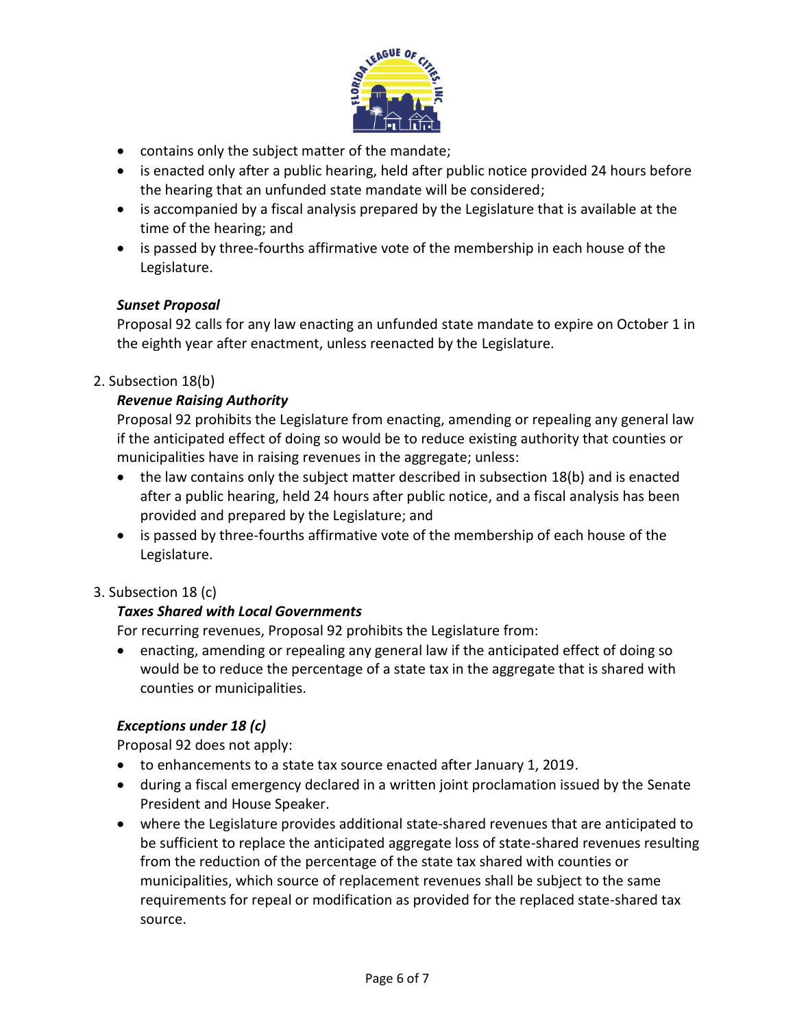- contains only the subject matter of the mandate;
- is enacted only after a public hearing, held after public notice provided 24 hours before the hearing that an unfunded state mandate will be considered;
- is accompanied by a fiscal analysis prepared by the Legislature that is available at the time of the hearing; and
- is passed by three-fourths affirmative vote of the membership in each house of the Legislature.

***Sunset Proposal***

Proposal 92 calls for any law enacting an unfunded state mandate to expire on October 1 in the eighth year after enactment, unless reenacted by the Legislature.

2. Subsection 18(b)

***Revenue Raising Authority***

Proposal 92 prohibits the Legislature from enacting, amending or repealing any general law if the anticipated effect of doing so would be to reduce existing authority that counties or municipalities have in raising revenues in the aggregate; unless:

- the law contains only the subject matter described in subsection 18(b) and is enacted after a public hearing, held 24 hours after public notice, and a fiscal analysis has been provided and prepared by the Legislature; and
- is passed by three-fourths affirmative vote of the membership of each house of the Legislature.

3. Subsection 18 (c)

***Taxes Shared with Local Governments***

For recurring revenues, Proposal 92 prohibits the Legislature from:

- enacting, amending or repealing any general law if the anticipated effect of doing so would be to reduce the percentage of a state tax in the aggregate that is shared with counties or municipalities.

***Exceptions under 18 (c)***

Proposal 92 does not apply:

- to enhancements to a state tax source enacted after January 1, 2019.
- during a fiscal emergency declared in a written joint proclamation issued by the Senate President and House Speaker.
- where the Legislature provides additional state-shared revenues that are anticipated to be sufficient to replace the anticipated aggregate loss of state-shared revenues resulting from the reduction of the percentage of the state tax shared with counties or municipalities, which source of replacement revenues shall be subject to the same requirements for repeal or modification as provided for the replaced state-shared tax source.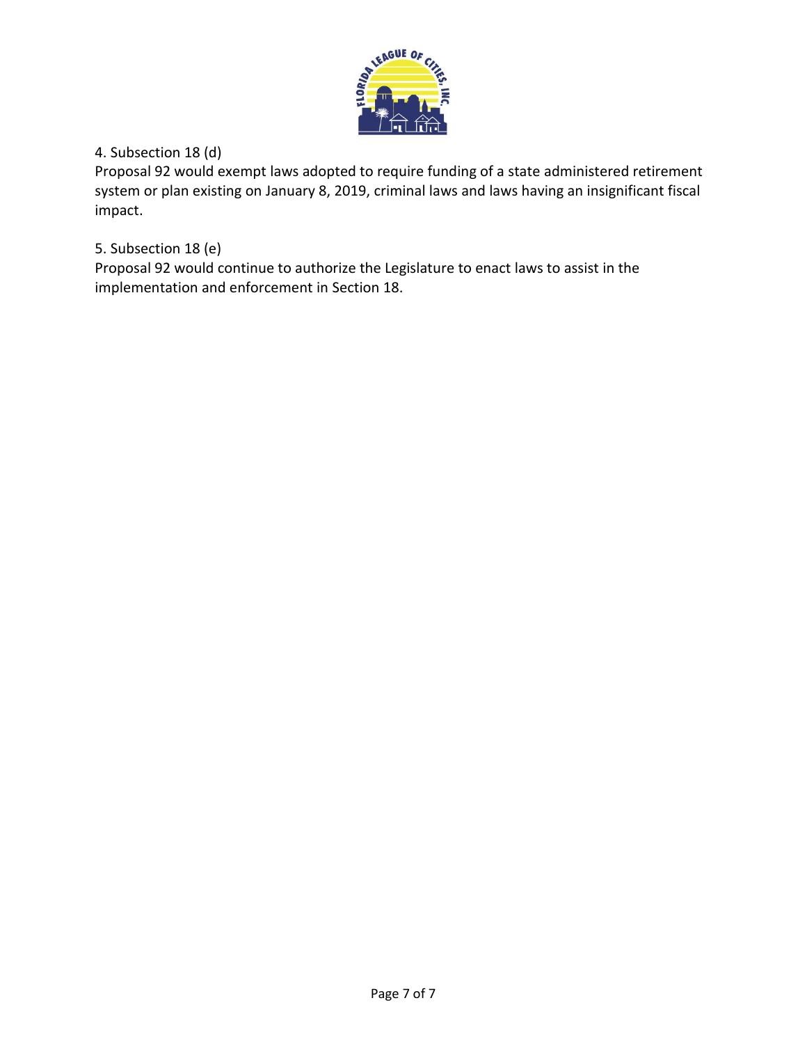4. Subsection 18 (d)

Proposal 92 would exempt laws adopted to require funding of a state administered retirement system or plan existing on January 8, 2019, criminal laws and laws having an insignificant fiscal impact.

5. Subsection 18 (e)

Proposal 92 would continue to authorize the Legislature to enact laws to assist in the implementation and enforcement in Section 18.